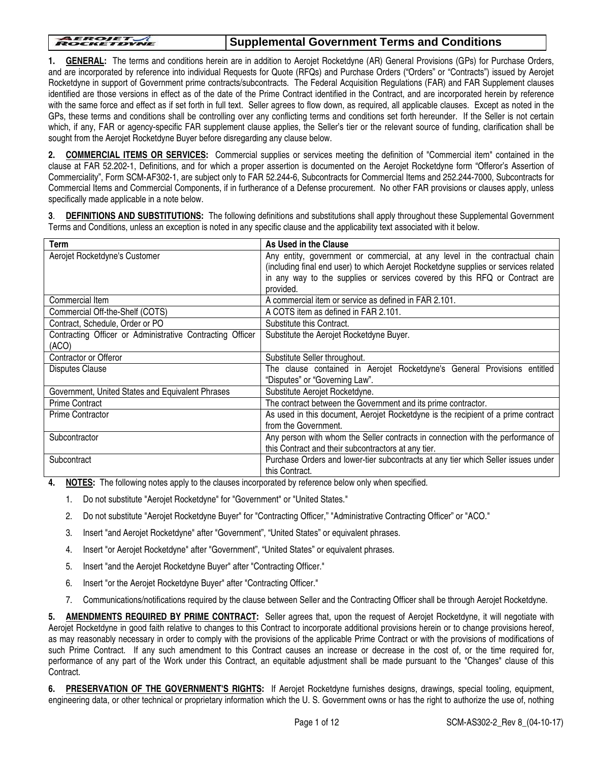# Supplemental Government Terms and Conditions

**1. GENERAL:** The terms and conditions herein are in addition to Aerojet Rocketdyne (AR) General Provisions (GPs) for Purchase Orders, and are incorporated by reference into individual Requests for Quote (RFQs) and Purchase Orders ("Orders" or "Contracts") issued by Aerojet Rocketdyne in support of Government prime contracts/subcontracts. The Federal Acquisition Regulations (FAR) and FAR Supplement clauses identified are those versions in effect as of the date of the Prime Contract identified in the Contract, and are incorporated herein by reference with the same force and effect as if set forth in full text. Seller agrees to flow down, as required, all applicable clauses. Except as noted in the GPs, these terms and conditions shall be controlling over any conflicting terms and conditions set forth hereunder. If the Seller is not certain which, if any, FAR or agency-specific FAR supplement clause applies, the Seller's tier or the relevant source of funding, clarification shall be sought from the Aerojet Rocketdyne Buyer before disregarding any clause below.

**2. COMMERCIAL ITEMS OR SERVICES:** Commercial supplies or services meeting the definition of "Commercial item" contained in the clause at FAR 52.202-1, Definitions, and for which a proper assertion is documented on the Aerojet Rocketdyne form "Offeror's Assertion of Commerciality", Form SCM-AF302-1, are subject only to FAR 52.244-6, Subcontracts for Commercial Items and 252.244-7000, Subcontracts for Commercial Items and Commercial Components, if in furtherance of a Defense procurement. No other FAR provisions or clauses apply, unless specifically made applicable in a note below.

**3. DEFINITIONS AND SUBSTITUTIONS:** The following definitions and substitutions shall apply throughout these Supplemental Government Terms and Conditions, unless an exception is noted in any specific clause and the applicability text associated with it below.

| Term | As Used in the Clause |
|---|---|
| Aerojet Rocketdyne's Customer | Any entity, government or commercial, at any level in the contractual chain (including final end user) to which Aerojet Rocketdyne supplies or services related in any way to the supplies or services covered by this RFQ or Contract are provided. |
| Commercial Item | A commercial item or service as defined in FAR 2.101. |
| Commercial Off-the-Shelf (COTS) | A COTS item as defined in FAR 2.101. |
| Contract, Schedule, Order or PO | Substitute this Contract. |
| Contracting Officer or Administrative Contracting Officer (ACO) | Substitute the Aerojet Rocketdyne Buyer. |
| Contractor or Offeror | Substitute Seller throughout. |
| Disputes Clause | The clause contained in Aerojet Rocketdyne's General Provisions entitled "Disputes" or "Governing Law". |
| Government, United States and Equivalent Phrases | Substitute Aerojet Rocketdyne. |
| Prime Contract | The contract between the Government and its prime contractor. |
| Prime Contractor | As used in this document, Aerojet Rocketdyne is the recipient of a prime contract from the Government. |
| Subcontractor | Any person with whom the Seller contracts in connection with the performance of this Contract and their subcontractors at any tier. |
| Subcontract | Purchase Orders and lower-tier subcontracts at any tier which Seller issues under this Contract. |

**4. NOTES:** The following notes apply to the clauses incorporated by reference below only when specified.

1. Do not substitute "Aerojet Rocketdyne" for "Government" or "United States."
2. Do not substitute "Aerojet Rocketdyne Buyer" for "Contracting Officer," "Administrative Contracting Officer" or "ACO."
3. Insert "and Aerojet Rocketdyne" after "Government", "United States" or equivalent phrases.
4. Insert "or Aerojet Rocketdyne" after "Government", "United States" or equivalent phrases.
5. Insert "and the Aerojet Rocketdyne Buyer" after "Contracting Officer."
6. Insert "or the Aerojet Rocketdyne Buyer" after "Contracting Officer."
7. Communications/notifications required by the clause between Seller and the Contracting Officer shall be through Aerojet Rocketdyne.

**5. AMENDMENTS REQUIRED BY PRIME CONTRACT:** Seller agrees that, upon the request of Aerojet Rocketdyne, it will negotiate with Aerojet Rocketdyne in good faith relative to changes to this Contract to incorporate additional provisions herein or to change provisions hereof, as may reasonably necessary in order to comply with the provisions of the applicable Prime Contract or with the provisions of modifications of such Prime Contract. If any such amendment to this Contract causes an increase or decrease in the cost of, or the time required for, performance of any part of the Work under this Contract, an equitable adjustment shall be made pursuant to the "Changes" clause of this Contract.

**6. PRESERVATION OF THE GOVERNMENT'S RIGHTS:** If Aerojet Rocketdyne furnishes designs, drawings, special tooling, equipment, engineering data, or other technical or proprietary information which the U. S. Government owns or has the right to authorize the use of, nothing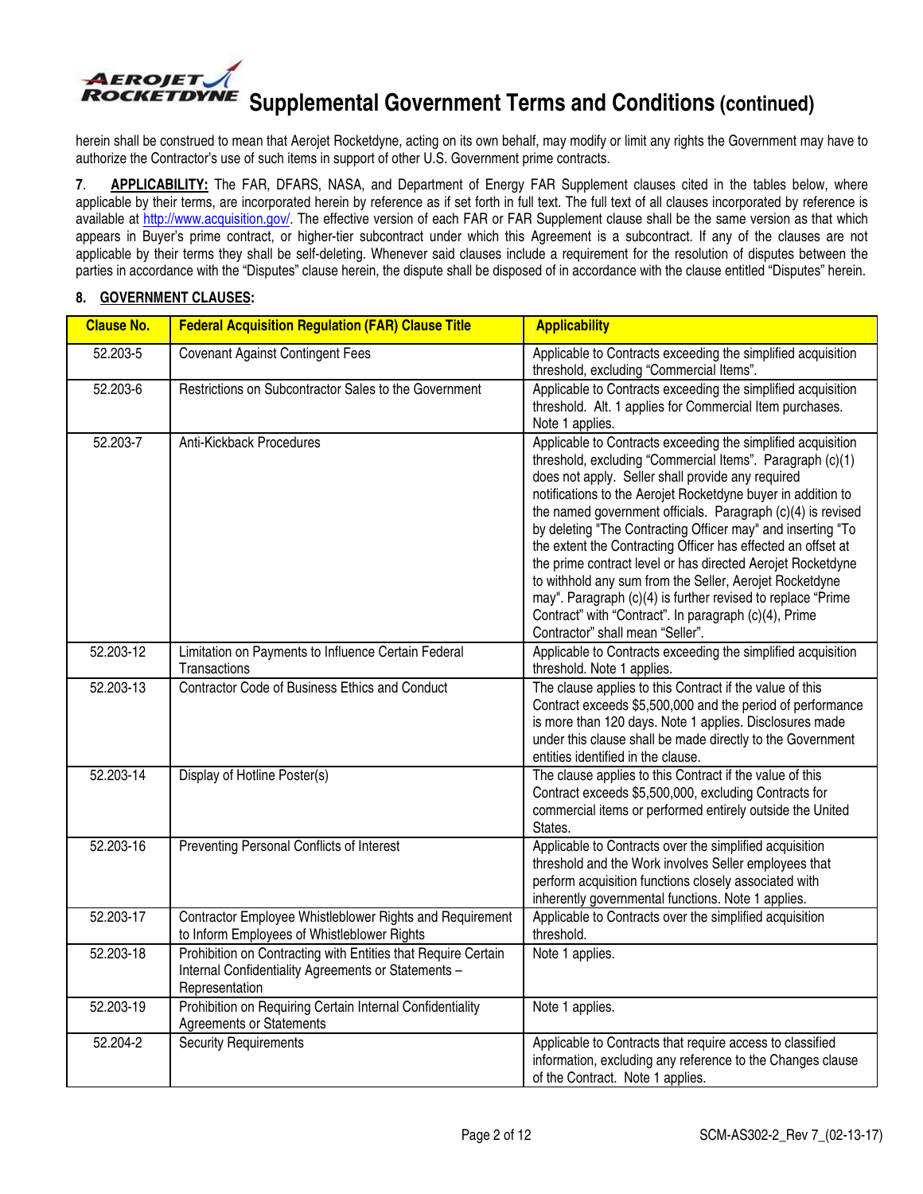herein shall be construed to mean that Aerojet Rocketdyne, acting on its own behalf, may modify or limit any rights the Government may have to authorize the Contractor's use of such items in support of other U.S. Government prime contracts.

7. **APPLICABILITY:** The FAR, DFARS, NASA, and Department of Energy FAR Supplement clauses cited in the tables below, where applicable by their terms, are incorporated herein by reference as if set forth in full text. The full text of all clauses incorporated by reference is available at http://www.acquisition.gov/. The effective version of each FAR or FAR Supplement clause shall be the same version as that which appears in Buyer's prime contract, or higher-tier subcontract under which this Agreement is a subcontract. If any of the clauses are not applicable by their terms they shall be self-deleting. Whenever said clauses include a requirement for the resolution of disputes between the parties in accordance with the "Disputes" clause herein, the dispute shall be disposed of in accordance with the clause entitled "Disputes" herein.

8. **GOVERNMENT CLAUSES:**

| Clause No. | Federal Acquisition Regulation (FAR) Clause Title | Applicability |
|---|---|---|
| 52.203-5 | Covenant Against Contingent Fees | Applicable to Contracts exceeding the simplified acquisition threshold, excluding "Commercial Items". |
| 52.203-6 | Restrictions on Subcontractor Sales to the Government | Applicable to Contracts exceeding the simplified acquisition threshold. Alt. 1 applies for Commercial Item purchases. Note 1 applies. |
| 52.203-7 | Anti-Kickback Procedures | Applicable to Contracts exceeding the simplified acquisition threshold, excluding "Commercial Items". Paragraph (c)(1) does not apply. Seller shall provide any required notifications to the Aerojet Rocketdyne buyer in addition to the named government officials. Paragraph (c)(4) is revised by deleting "The Contracting Officer may" and inserting "To the extent the Contracting Officer has effected an offset at the prime contract level or has directed Aerojet Rocketdyne to withhold any sum from the Seller, Aerojet Rocketdyne may". Paragraph (c)(4) is further revised to replace "Prime Contract" with "Contract". In paragraph (c)(4), Prime Contractor" shall mean "Seller". |
| 52.203-12 | Limitation on Payments to Influence Certain Federal Transactions | Applicable to Contracts exceeding the simplified acquisition threshold. Note 1 applies. |
| 52.203-13 | Contractor Code of Business Ethics and Conduct | The clause applies to this Contract if the value of this Contract exceeds $5,500,000 and the period of performance is more than 120 days. Note 1 applies. Disclosures made under this clause shall be made directly to the Government entities identified in the clause. |
| 52.203-14 | Display of Hotline Poster(s) | The clause applies to this Contract if the value of this Contract exceeds $5,500,000, excluding Contracts for commercial items or performed entirely outside the United States. |
| 52.203-16 | Preventing Personal Conflicts of Interest | Applicable to Contracts over the simplified acquisition threshold and the Work involves Seller employees that perform acquisition functions closely associated with inherently governmental functions. Note 1 applies. |
| 52.203-17 | Contractor Employee Whistleblower Rights and Requirement to Inform Employees of Whistleblower Rights | Applicable to Contracts over the simplified acquisition threshold. |
| 52.203-18 | Prohibition on Contracting with Entities that Require Certain Internal Confidentiality Agreements or Statements – Representation | Note 1 applies. |
| 52.203-19 | Prohibition on Requiring Certain Internal Confidentiality Agreements or Statements | Note 1 applies. |
| 52.204-2 | Security Requirements | Applicable to Contracts that require access to classified information, excluding any reference to the Changes clause of the Contract. Note 1 applies. |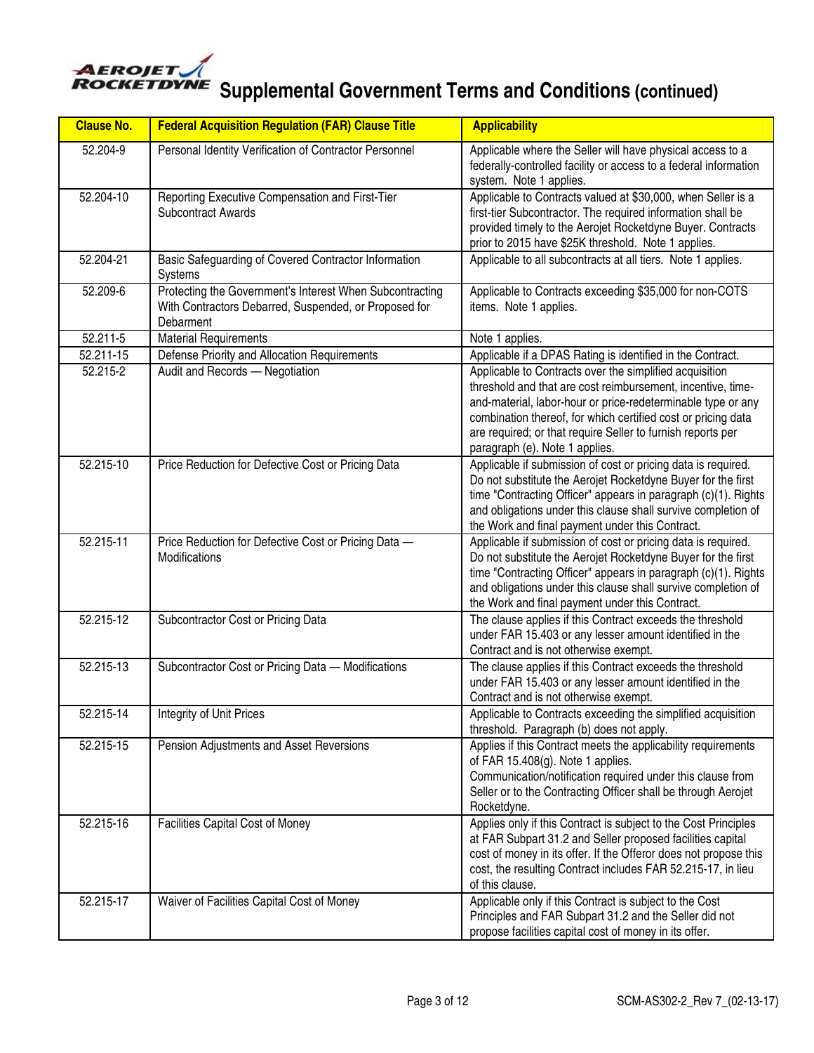# Supplemental Government Terms and Conditions (continued)

| Clause No. | Federal Acquisition Regulation (FAR) Clause Title | Applicability |
|---|---|---|
| 52.204-9 | Personal Identity Verification of Contractor Personnel | Applicable where the Seller will have physical access to a federally-controlled facility or access to a federal information system. Note 1 applies. |
| 52.204-10 | Reporting Executive Compensation and First-Tier Subcontract Awards | Applicable to Contracts valued at $30,000, when Seller is a first-tier Subcontractor. The required information shall be provided timely to the Aerojet Rocketdyne Buyer. Contracts prior to 2015 have $25K threshold. Note 1 applies. |
| 52.204-21 | Basic Safeguarding of Covered Contractor Information Systems | Applicable to all subcontracts at all tiers. Note 1 applies. |
| 52.209-6 | Protecting the Government's Interest When Subcontracting With Contractors Debarred, Suspended, or Proposed for Debarment | Applicable to Contracts exceeding $35,000 for non-COTS items. Note 1 applies. |
| 52.211-5 | Material Requirements | Note 1 applies. |
| 52.211-15 | Defense Priority and Allocation Requirements | Applicable if a DPAS Rating is identified in the Contract. |
| 52.215-2 | Audit and Records — Negotiation | Applicable to Contracts over the simplified acquisition threshold and that are cost reimbursement, incentive, time-and-material, labor-hour or price-redeterminable type or any combination thereof, for which certified cost or pricing data are required; or that require Seller to furnish reports per paragraph (e). Note 1 applies. |
| 52.215-10 | Price Reduction for Defective Cost or Pricing Data | Applicable if submission of cost or pricing data is required. Do not substitute the Aerojet Rocketdyne Buyer for the first time "Contracting Officer" appears in paragraph (c)(1). Rights and obligations under this clause shall survive completion of the Work and final payment under this Contract. |
| 52.215-11 | Price Reduction for Defective Cost or Pricing Data — Modifications | Applicable if submission of cost or pricing data is required. Do not substitute the Aerojet Rocketdyne Buyer for the first time "Contracting Officer" appears in paragraph (c)(1). Rights and obligations under this clause shall survive completion of the Work and final payment under this Contract. |
| 52.215-12 | Subcontractor Cost or Pricing Data | The clause applies if this Contract exceeds the threshold under FAR 15.403 or any lesser amount identified in the Contract and is not otherwise exempt. |
| 52.215-13 | Subcontractor Cost or Pricing Data — Modifications | The clause applies if this Contract exceeds the threshold under FAR 15.403 or any lesser amount identified in the Contract and is not otherwise exempt. |
| 52.215-14 | Integrity of Unit Prices | Applicable to Contracts exceeding the simplified acquisition threshold. Paragraph (b) does not apply. |
| 52.215-15 | Pension Adjustments and Asset Reversions | Applies if this Contract meets the applicability requirements of FAR 15.408(g). Note 1 applies. Communication/notification required under this clause from Seller or to the Contracting Officer shall be through Aerojet Rocketdyne. |
| 52.215-16 | Facilities Capital Cost of Money | Applies only if this Contract is subject to the Cost Principles at FAR Subpart 31.2 and Seller proposed facilities capital cost of money in its offer. If the Offeror does not propose this cost, the resulting Contract includes FAR 52.215-17, in lieu of this clause. |
| 52.215-17 | Waiver of Facilities Capital Cost of Money | Applicable only if this Contract is subject to the Cost Principles and FAR Subpart 31.2 and the Seller did not propose facilities capital cost of money in its offer. |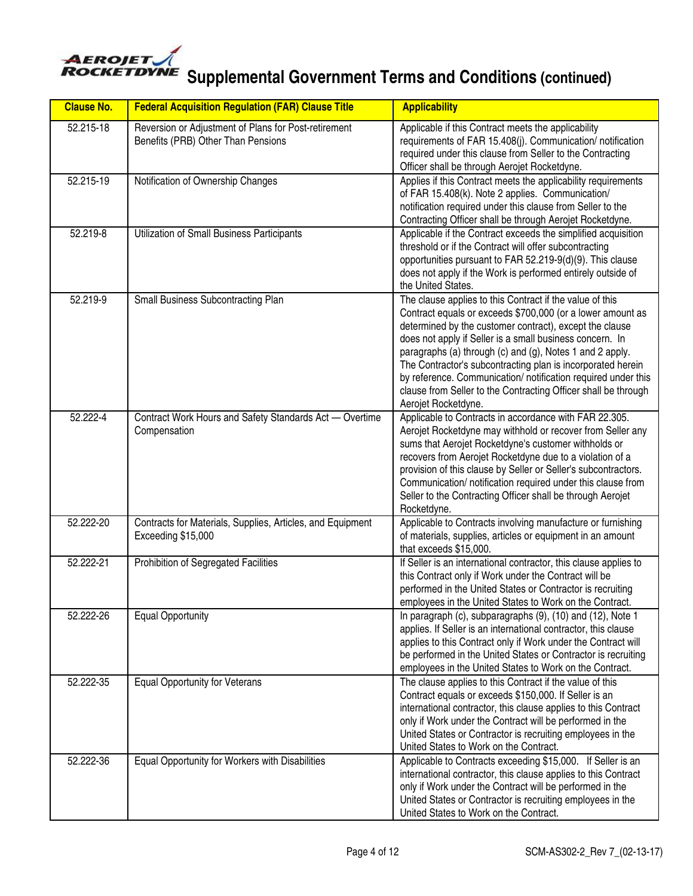# Supplemental Government Terms and Conditions (continued)

| Clause No. | Federal Acquisition Regulation (FAR) Clause Title | Applicability |
|---|---|---|
| 52.215-18 | Reversion or Adjustment of Plans for Post-retirement Benefits (PRB) Other Than Pensions | Applicable if this Contract meets the applicability requirements of FAR 15.408(j). Communication/ notification required under this clause from Seller to the Contracting Officer shall be through Aerojet Rocketdyne. |
| 52.215-19 | Notification of Ownership Changes | Applies if this Contract meets the applicability requirements of FAR 15.408(k). Note 2 applies. Communication/ notification required under this clause from Seller to the Contracting Officer shall be through Aerojet Rocketdyne. |
| 52.219-8 | Utilization of Small Business Participants | Applicable if the Contract exceeds the simplified acquisition threshold or if the Contract will offer subcontracting opportunities pursuant to FAR 52.219-9(d)(9). This clause does not apply if the Work is performed entirely outside of the United States. |
| 52.219-9 | Small Business Subcontracting Plan | The clause applies to this Contract if the value of this Contract equals or exceeds $700,000 (or a lower amount as determined by the customer contract), except the clause does not apply if Seller is a small business concern. In paragraphs (a) through (c) and (g), Notes 1 and 2 apply. The Contractor's subcontracting plan is incorporated herein by reference. Communication/ notification required under this clause from Seller to the Contracting Officer shall be through Aerojet Rocketdyne. |
| 52.222-4 | Contract Work Hours and Safety Standards Act — Overtime Compensation | Applicable to Contracts in accordance with FAR 22.305. Aerojet Rocketdyne may withhold or recover from Seller any sums that Aerojet Rocketdyne's customer withholds or recovers from Aerojet Rocketdyne due to a violation of a provision of this clause by Seller or Seller's subcontractors. Communication/ notification required under this clause from Seller to the Contracting Officer shall be through Aerojet Rocketdyne. |
| 52.222-20 | Contracts for Materials, Supplies, Articles, and Equipment Exceeding $15,000 | Applicable to Contracts involving manufacture or furnishing of materials, supplies, articles or equipment in an amount that exceeds $15,000. |
| 52.222-21 | Prohibition of Segregated Facilities | If Seller is an international contractor, this clause applies to this Contract only if Work under the Contract will be performed in the United States or Contractor is recruiting employees in the United States to Work on the Contract. |
| 52.222-26 | Equal Opportunity | In paragraph (c), subparagraphs (9), (10) and (12), Note 1 applies. If Seller is an international contractor, this clause applies to this Contract only if Work under the Contract will be performed in the United States or Contractor is recruiting employees in the United States to Work on the Contract. |
| 52.222-35 | Equal Opportunity for Veterans | The clause applies to this Contract if the value of this Contract equals or exceeds $150,000. If Seller is an international contractor, this clause applies to this Contract only if Work under the Contract will be performed in the United States or Contractor is recruiting employees in the United States to Work on the Contract. |
| 52.222-36 | Equal Opportunity for Workers with Disabilities | Applicable to Contracts exceeding $15,000. If Seller is an international contractor, this clause applies to this Contract only if Work under the Contract will be performed in the United States or Contractor is recruiting employees in the United States to Work on the Contract. |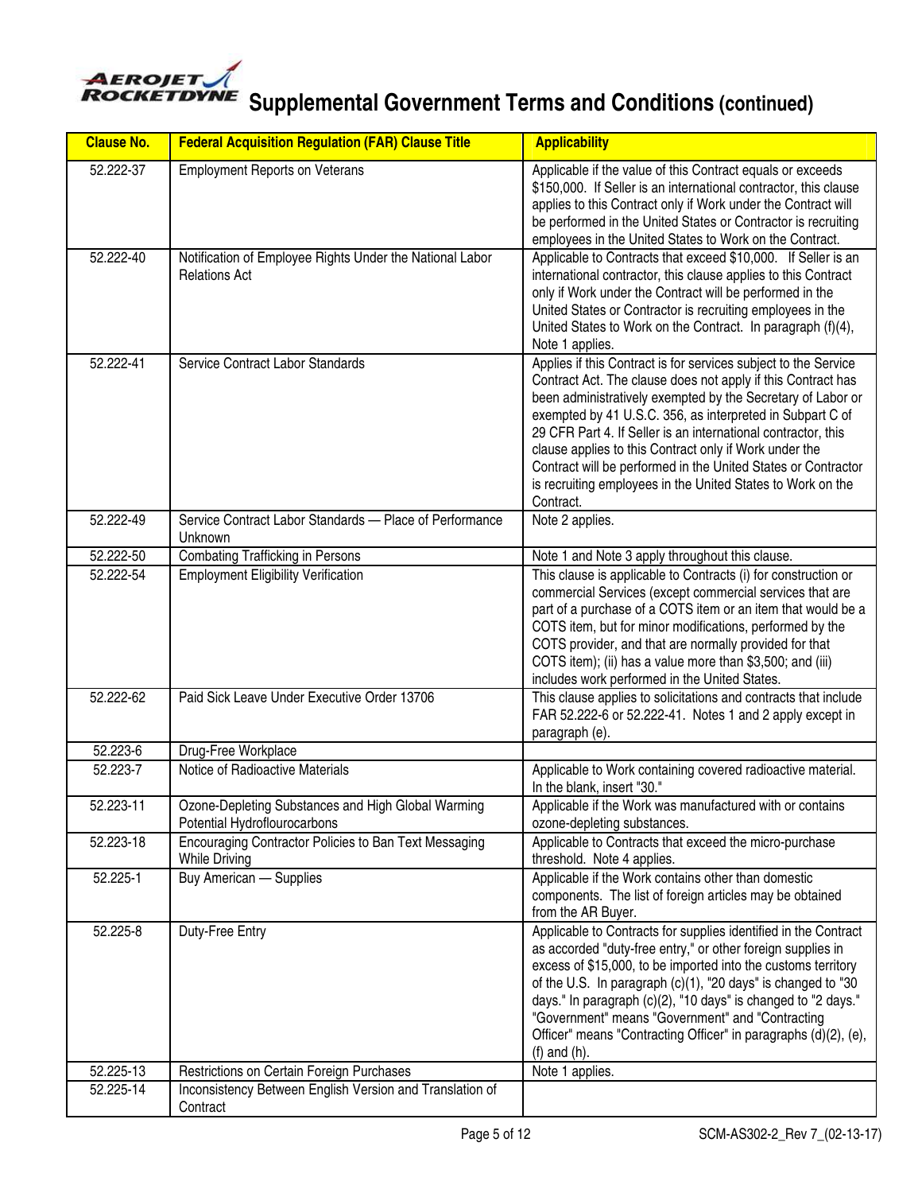# Supplemental Government Terms and Conditions (continued)

| Clause No. | Federal Acquisition Regulation (FAR) Clause Title | Applicability |
|---|---|---|
| 52.222-37 | Employment Reports on Veterans | Applicable if the value of this Contract equals or exceeds $150,000. If Seller is an international contractor, this clause applies to this Contract only if Work under the Contract will be performed in the United States or Contractor is recruiting employees in the United States to Work on the Contract. |
| 52.222-40 | Notification of Employee Rights Under the National Labor Relations Act | Applicable to Contracts that exceed $10,000. If Seller is an international contractor, this clause applies to this Contract only if Work under the Contract will be performed in the United States or Contractor is recruiting employees in the United States to Work on the Contract. In paragraph (f)(4), Note 1 applies. |
| 52.222-41 | Service Contract Labor Standards | Applies if this Contract is for services subject to the Service Contract Act. The clause does not apply if this Contract has been administratively exempted by the Secretary of Labor or exempted by 41 U.S.C. 356, as interpreted in Subpart C of 29 CFR Part 4. If Seller is an international contractor, this clause applies to this Contract only if Work under the Contract will be performed in the United States or Contractor is recruiting employees in the United States to Work on the Contract. |
| 52.222-49 | Service Contract Labor Standards — Place of Performance Unknown | Note 2 applies. |
| 52.222-50 | Combating Trafficking in Persons | Note 1 and Note 3 apply throughout this clause. |
| 52.222-54 | Employment Eligibility Verification | This clause is applicable to Contracts (i) for construction or commercial Services (except commercial services that are part of a purchase of a COTS item or an item that would be a COTS item, but for minor modifications, performed by the COTS provider, and that are normally provided for that COTS item); (ii) has a value more than $3,500; and (iii) includes work performed in the United States. |
| 52.222-62 | Paid Sick Leave Under Executive Order 13706 | This clause applies to solicitations and contracts that include FAR 52.222-6 or 52.222-41. Notes 1 and 2 apply except in paragraph (e). |
| 52.223-6 | Drug-Free Workplace | |
| 52.223-7 | Notice of Radioactive Materials | Applicable to Work containing covered radioactive material. In the blank, insert "30." |
| 52.223-11 | Ozone-Depleting Substances and High Global Warming Potential Hydroflourocarbons | Applicable if the Work was manufactured with or contains ozone-depleting substances. |
| 52.223-18 | Encouraging Contractor Policies to Ban Text Messaging While Driving | Applicable to Contracts that exceed the micro-purchase threshold. Note 4 applies. |
| 52.225-1 | Buy American — Supplies | Applicable if the Work contains other than domestic components. The list of foreign articles may be obtained from the AR Buyer. |
| 52.225-8 | Duty-Free Entry | Applicable to Contracts for supplies identified in the Contract as accorded "duty-free entry," or other foreign supplies in excess of $15,000, to be imported into the customs territory of the U.S. In paragraph (c)(1), "20 days" is changed to "30 days." In paragraph (c)(2), "10 days" is changed to "2 days." "Government" means "Government" and "Contracting Officer" means "Contracting Officer" in paragraphs (d)(2), (e), (f) and (h). |
| 52.225-13 | Restrictions on Certain Foreign Purchases | Note 1 applies. |
| 52.225-14 | Inconsistency Between English Version and Translation of Contract | |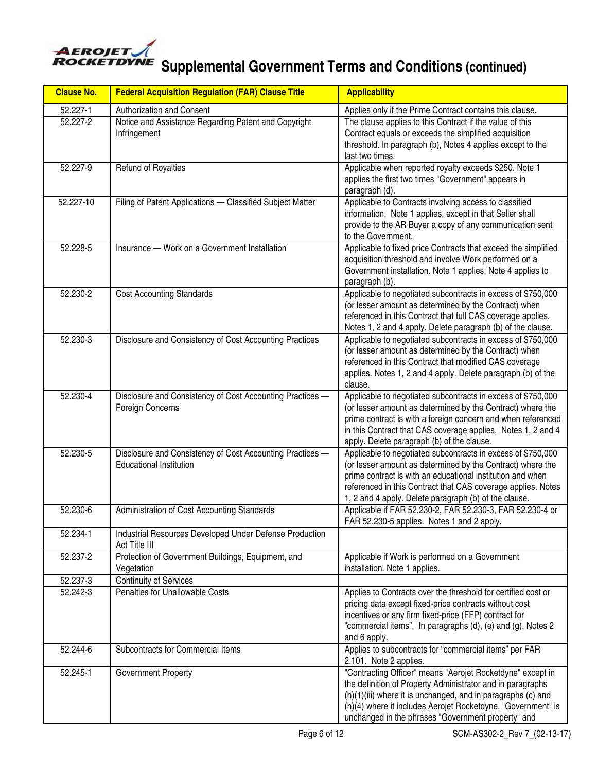# Supplemental Government Terms and Conditions (continued)

| Clause No. | Federal Acquisition Regulation (FAR) Clause Title | Applicability |
|---|---|---|
| 52.227-1 | Authorization and Consent | Applies only if the Prime Contract contains this clause. |
| 52.227-2 | Notice and Assistance Regarding Patent and Copyright Infringement | The clause applies to this Contract if the value of this Contract equals or exceeds the simplified acquisition threshold. In paragraph (b), Notes 4 applies except to the last two times. |
| 52.227-9 | Refund of Royalties | Applicable when reported royalty exceeds $250. Note 1 applies the first two times "Government" appears in paragraph (d). |
| 52.227-10 | Filing of Patent Applications — Classified Subject Matter | Applicable to Contracts involving access to classified information. Note 1 applies, except in that Seller shall provide to the AR Buyer a copy of any communication sent to the Government. |
| 52.228-5 | Insurance — Work on a Government Installation | Applicable to fixed price Contracts that exceed the simplified acquisition threshold and involve Work performed on a Government installation. Note 1 applies. Note 4 applies to paragraph (b). |
| 52.230-2 | Cost Accounting Standards | Applicable to negotiated subcontracts in excess of $750,000 (or lesser amount as determined by the Contract) when referenced in this Contract that full CAS coverage applies. Notes 1, 2 and 4 apply. Delete paragraph (b) of the clause. |
| 52.230-3 | Disclosure and Consistency of Cost Accounting Practices | Applicable to negotiated subcontracts in excess of $750,000 (or lesser amount as determined by the Contract) when referenced in this Contract that modified CAS coverage applies. Notes 1, 2 and 4 apply. Delete paragraph (b) of the clause. |
| 52.230-4 | Disclosure and Consistency of Cost Accounting Practices — Foreign Concerns | Applicable to negotiated subcontracts in excess of $750,000 (or lesser amount as determined by the Contract) where the prime contract is with a foreign concern and when referenced in this Contract that CAS coverage applies. Notes 1, 2 and 4 apply. Delete paragraph (b) of the clause. |
| 52.230-5 | Disclosure and Consistency of Cost Accounting Practices — Educational Institution | Applicable to negotiated subcontracts in excess of $750,000 (or lesser amount as determined by the Contract) where the prime contract is with an educational institution and when referenced in this Contract that CAS coverage applies. Notes 1, 2 and 4 apply. Delete paragraph (b) of the clause. |
| 52.230-6 | Administration of Cost Accounting Standards | Applicable if FAR 52.230-2, FAR 52.230-3, FAR 52.230-4 or FAR 52.230-5 applies. Notes 1 and 2 apply. |
| 52.234-1 | Industrial Resources Developed Under Defense Production Act Title III | |
| 52.237-2 | Protection of Government Buildings, Equipment, and Vegetation | Applicable if Work is performed on a Government installation. Note 1 applies. |
| 52.237-3 | Continuity of Services | |
| 52.242-3 | Penalties for Unallowable Costs | Applies to Contracts over the threshold for certified cost or pricing data except fixed-price contracts without cost incentives or any firm fixed-price (FFP) contract for "commercial items". In paragraphs (d), (e) and (g), Notes 2 and 6 apply. |
| 52.244-6 | Subcontracts for Commercial Items | Applies to subcontracts for "commercial items" per FAR 2.101. Note 2 applies. |
| 52.245-1 | Government Property | "Contracting Officer" means "Aerojet Rocketdyne" except in the definition of Property Administrator and in paragraphs (h)(1)(iii) where it is unchanged, and in paragraphs (c) and (h)(4) where it includes Aerojet Rocketdyne. "Government" is unchanged in the phrases "Government property" and |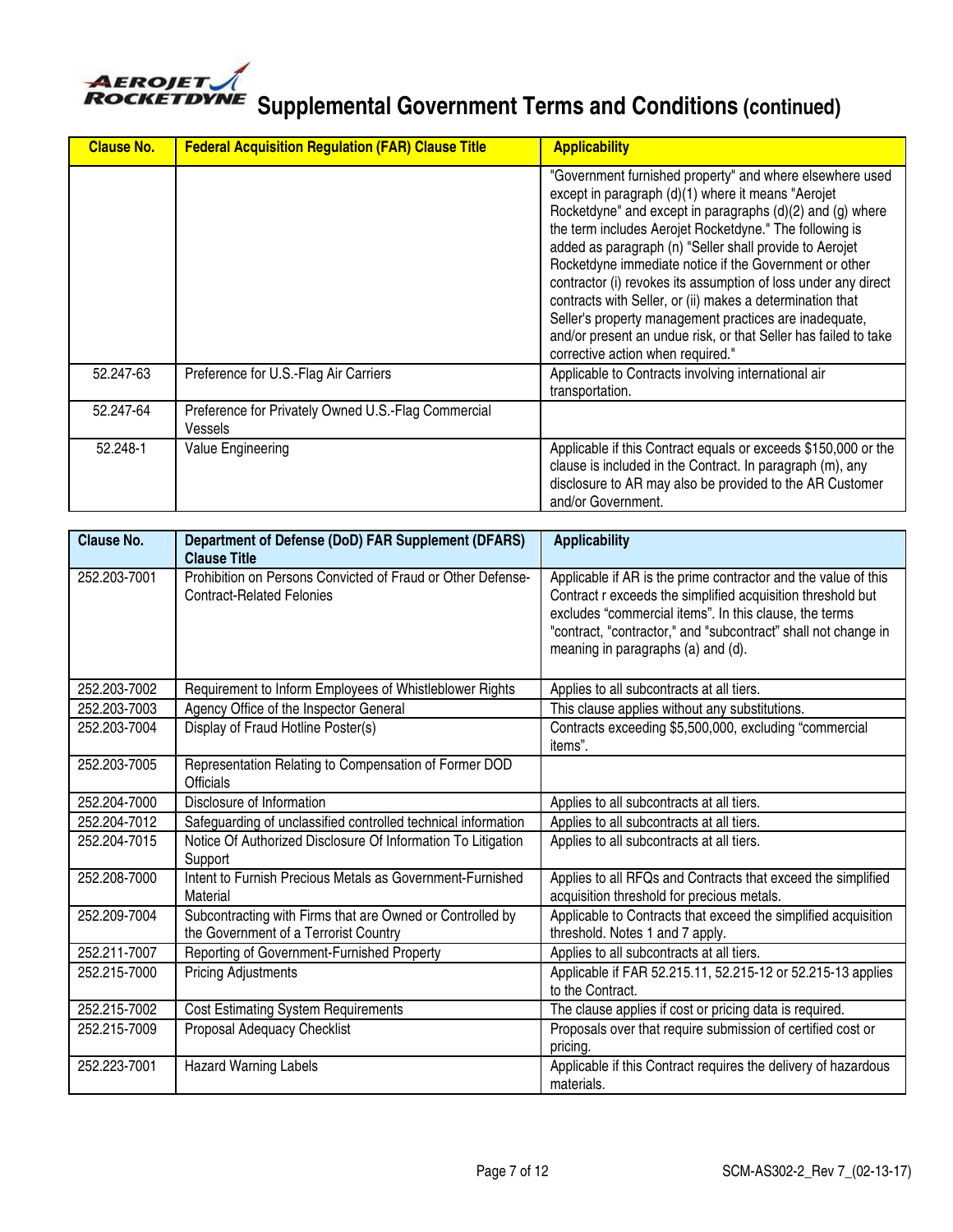# Supplemental Government Terms and Conditions (continued)

| Clause No. | Federal Acquisition Regulation (FAR) Clause Title | Applicability |
|---|---|---|
| | | "Government furnished property" and where elsewhere used except in paragraph (d)(1) where it means "Aerojet Rocketdyne" and except in paragraphs (d)(2) and (g) where the term includes Aerojet Rocketdyne." The following is added as paragraph (n) "Seller shall provide to Aerojet Rocketdyne immediate notice if the Government or other contractor (i) revokes its assumption of loss under any direct contracts with Seller, or (ii) makes a determination that Seller's property management practices are inadequate, and/or present an undue risk, or that Seller has failed to take corrective action when required." |
| 52.247-63 | Preference for U.S.-Flag Air Carriers | Applicable to Contracts involving international air transportation. |
| 52.247-64 | Preference for Privately Owned U.S.-Flag Commercial Vessels | |
| 52.248-1 | Value Engineering | Applicable if this Contract equals or exceeds $150,000 or the clause is included in the Contract. In paragraph (m), any disclosure to AR may also be provided to the AR Customer and/or Government. |

| Clause No. | Department of Defense (DoD) FAR Supplement (DFARS) Clause Title | Applicability |
|---|---|---|
| 252.203-7001 | Prohibition on Persons Convicted of Fraud or Other Defense-Contract-Related Felonies | Applicable if AR is the prime contractor and the value of this Contract r exceeds the simplified acquisition threshold but excludes "commercial items". In this clause, the terms "contract, "contractor," and "subcontract" shall not change in meaning in paragraphs (a) and (d). |
| 252.203-7002 | Requirement to Inform Employees of Whistleblower Rights | Applies to all subcontracts at all tiers. |
| 252.203-7003 | Agency Office of the Inspector General | This clause applies without any substitutions. |
| 252.203-7004 | Display of Fraud Hotline Poster(s) | Contracts exceeding $5,500,000, excluding "commercial items". |
| 252.203-7005 | Representation Relating to Compensation of Former DOD Officials | |
| 252.204-7000 | Disclosure of Information | Applies to all subcontracts at all tiers. |
| 252.204-7012 | Safeguarding of unclassified controlled technical information | Applies to all subcontracts at all tiers. |
| 252.204-7015 | Notice Of Authorized Disclosure Of Information To Litigation Support | Applies to all subcontracts at all tiers. |
| 252.208-7000 | Intent to Furnish Precious Metals as Government-Furnished Material | Applies to all RFQs and Contracts that exceed the simplified acquisition threshold for precious metals. |
| 252.209-7004 | Subcontracting with Firms that are Owned or Controlled by the Government of a Terrorist Country | Applicable to Contracts that exceed the simplified acquisition threshold. Notes 1 and 7 apply. |
| 252.211-7007 | Reporting of Government-Furnished Property | Applies to all subcontracts at all tiers. |
| 252.215-7000 | Pricing Adjustments | Applicable if FAR 52.215.11, 52.215-12 or 52.215-13 applies to the Contract. |
| 252.215-7002 | Cost Estimating System Requirements | The clause applies if cost or pricing data is required. |
| 252.215-7009 | Proposal Adequacy Checklist | Proposals over that require submission of certified cost or pricing. |
| 252.223-7001 | Hazard Warning Labels | Applicable if this Contract requires the delivery of hazardous materials. |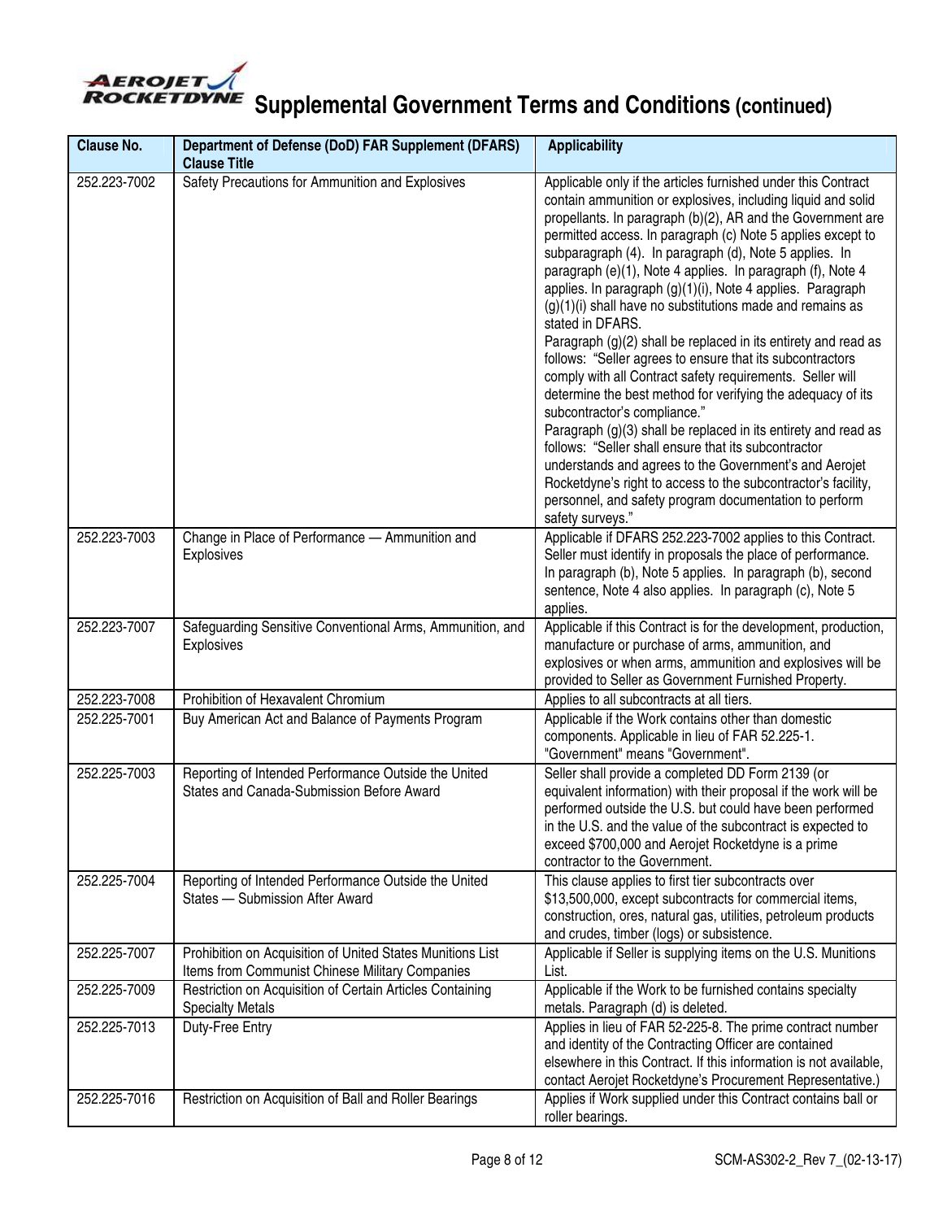# Supplemental Government Terms and Conditions (continued)

| Clause No. | Department of Defense (DoD) FAR Supplement (DFARS) Clause Title | Applicability |
|---|---|---|
| 252.223-7002 | Safety Precautions for Ammunition and Explosives | Applicable only if the articles furnished under this Contract contain ammunition or explosives, including liquid and solid propellants. In paragraph (b)(2), AR and the Government are permitted access. In paragraph (c) Note 5 applies except to subparagraph (4). In paragraph (d), Note 5 applies. In paragraph (e)(1), Note 4 applies. In paragraph (f), Note 4 applies. In paragraph (g)(1)(i), Note 4 applies. Paragraph (g)(1)(i) shall have no substitutions made and remains as stated in DFARS.<br>Paragraph (g)(2) shall be replaced in its entirety and read as follows: "Seller agrees to ensure that its subcontractors comply with all Contract safety requirements. Seller will determine the best method for verifying the adequacy of its subcontractor's compliance."<br>Paragraph (g)(3) shall be replaced in its entirety and read as follows: "Seller shall ensure that its subcontractor understands and agrees to the Government's and Aerojet Rocketdyne's right to access to the subcontractor's facility, personnel, and safety program documentation to perform safety surveys." |
| 252.223-7003 | Change in Place of Performance — Ammunition and Explosives | Applicable if DFARS 252.223-7002 applies to this Contract. Seller must identify in proposals the place of performance. In paragraph (b), Note 5 applies. In paragraph (b), second sentence, Note 4 also applies. In paragraph (c), Note 5 applies. |
| 252.223-7007 | Safeguarding Sensitive Conventional Arms, Ammunition, and Explosives | Applicable if this Contract is for the development, production, manufacture or purchase of arms, ammunition, and explosives or when arms, ammunition and explosives will be provided to Seller as Government Furnished Property. |
| 252.223-7008 | Prohibition of Hexavalent Chromium | Applies to all subcontracts at all tiers. |
| 252.225-7001 | Buy American Act and Balance of Payments Program | Applicable if the Work contains other than domestic components. Applicable in lieu of FAR 52.225-1. "Government" means "Government". |
| 252.225-7003 | Reporting of Intended Performance Outside the United States and Canada-Submission Before Award | Seller shall provide a completed DD Form 2139 (or equivalent information) with their proposal if the work will be performed outside the U.S. but could have been performed in the U.S. and the value of the subcontract is expected to exceed $700,000 and Aerojet Rocketdyne is a prime contractor to the Government. |
| 252.225-7004 | Reporting of Intended Performance Outside the United States — Submission After Award | This clause applies to first tier subcontracts over $13,500,000, except subcontracts for commercial items, construction, ores, natural gas, utilities, petroleum products and crudes, timber (logs) or subsistence. |
| 252.225-7007 | Prohibition on Acquisition of United States Munitions List Items from Communist Chinese Military Companies | Applicable if Seller is supplying items on the U.S. Munitions List. |
| 252.225-7009 | Restriction on Acquisition of Certain Articles Containing Specialty Metals | Applicable if the Work to be furnished contains specialty metals. Paragraph (d) is deleted. |
| 252.225-7013 | Duty-Free Entry | Applies in lieu of FAR 52-225-8. The prime contract number and identity of the Contracting Officer are contained elsewhere in this Contract. If this information is not available, contact Aerojet Rocketdyne's Procurement Representative.) |
| 252.225-7016 | Restriction on Acquisition of Ball and Roller Bearings | Applies if Work supplied under this Contract contains ball or roller bearings. |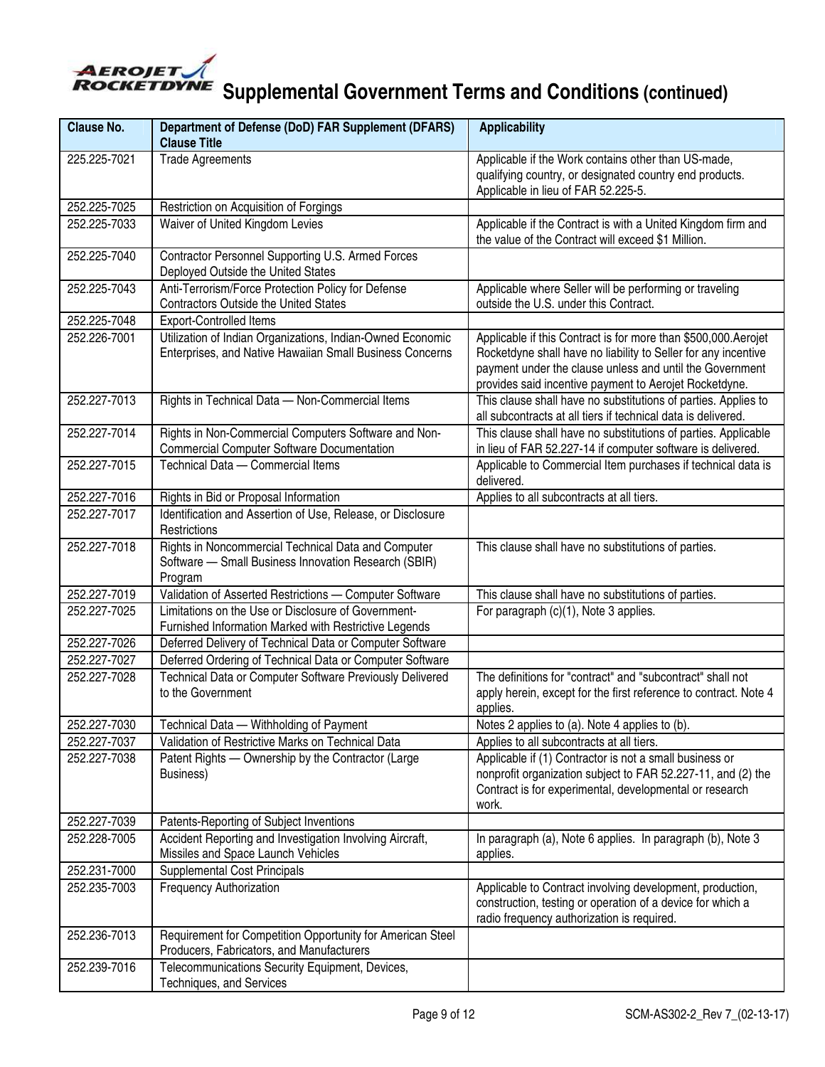# Supplemental Government Terms and Conditions (continued)

| Clause No. | Department of Defense (DoD) FAR Supplement (DFARS) Clause Title | Applicability |
|---|---|---|
| 225.225-7021 | Trade Agreements | Applicable if the Work contains other than US-made, qualifying country, or designated country end products. Applicable in lieu of FAR 52.225-5. |
| 252.225-7025 | Restriction on Acquisition of Forgings | |
| 252.225-7033 | Waiver of United Kingdom Levies | Applicable if the Contract is with a United Kingdom firm and the value of the Contract will exceed $1 Million. |
| 252.225-7040 | Contractor Personnel Supporting U.S. Armed Forces Deployed Outside the United States | |
| 252.225-7043 | Anti-Terrorism/Force Protection Policy for Defense Contractors Outside the United States | Applicable where Seller will be performing or traveling outside the U.S. under this Contract. |
| 252.225-7048 | Export-Controlled Items | |
| 252.226-7001 | Utilization of Indian Organizations, Indian-Owned Economic Enterprises, and Native Hawaiian Small Business Concerns | Applicable if this Contract is for more than $500,000.Aerojet Rocketdyne shall have no liability to Seller for any incentive payment under the clause unless and until the Government provides said incentive payment to Aerojet Rocketdyne. |
| 252.227-7013 | Rights in Technical Data — Non-Commercial Items | This clause shall have no substitutions of parties. Applies to all subcontracts at all tiers if technical data is delivered. |
| 252.227-7014 | Rights in Non-Commercial Computers Software and Non-Commercial Computer Software Documentation | This clause shall have no substitutions of parties. Applicable in lieu of FAR 52.227-14 if computer software is delivered. |
| 252.227-7015 | Technical Data — Commercial Items | Applicable to Commercial Item purchases if technical data is delivered. |
| 252.227-7016 | Rights in Bid or Proposal Information | Applies to all subcontracts at all tiers. |
| 252.227-7017 | Identification and Assertion of Use, Release, or Disclosure Restrictions | |
| 252.227-7018 | Rights in Noncommercial Technical Data and Computer Software — Small Business Innovation Research (SBIR) Program | This clause shall have no substitutions of parties. |
| 252.227-7019 | Validation of Asserted Restrictions — Computer Software | This clause shall have no substitutions of parties. |
| 252.227-7025 | Limitations on the Use or Disclosure of Government-Furnished Information Marked with Restrictive Legends | For paragraph (c)(1), Note 3 applies. |
| 252.227-7026 | Deferred Delivery of Technical Data or Computer Software | |
| 252.227-7027 | Deferred Ordering of Technical Data or Computer Software | |
| 252.227-7028 | Technical Data or Computer Software Previously Delivered to the Government | The definitions for "contract" and "subcontract" shall not apply herein, except for the first reference to contract. Note 4 applies. |
| 252.227-7030 | Technical Data — Withholding of Payment | Notes 2 applies to (a). Note 4 applies to (b). |
| 252.227-7037 | Validation of Restrictive Marks on Technical Data | Applies to all subcontracts at all tiers. |
| 252.227-7038 | Patent Rights — Ownership by the Contractor (Large Business) | Applicable if (1) Contractor is not a small business or nonprofit organization subject to FAR 52.227-11, and (2) the Contract is for experimental, developmental or research work. |
| 252.227-7039 | Patents-Reporting of Subject Inventions | |
| 252.228-7005 | Accident Reporting and Investigation Involving Aircraft, Missiles and Space Launch Vehicles | In paragraph (a), Note 6 applies. In paragraph (b), Note 3 applies. |
| 252.231-7000 | Supplemental Cost Principals | |
| 252.235-7003 | Frequency Authorization | Applicable to Contract involving development, production, construction, testing or operation of a device for which a radio frequency authorization is required. |
| 252.236-7013 | Requirement for Competition Opportunity for American Steel Producers, Fabricators, and Manufacturers | |
| 252.239-7016 | Telecommunications Security Equipment, Devices, Techniques, and Services | |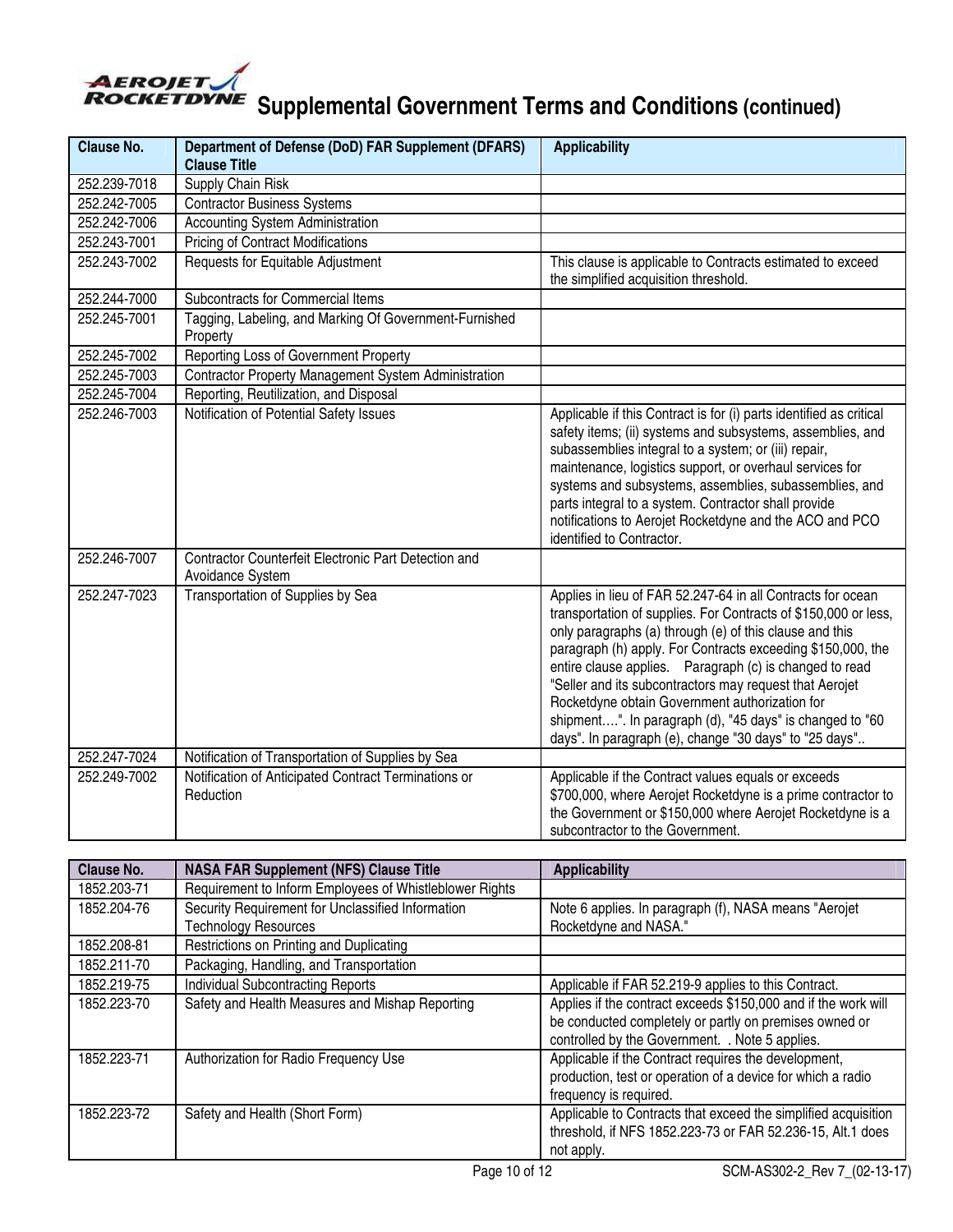# Supplemental Government Terms and Conditions (continued)

| Clause No. | Department of Defense (DoD) FAR Supplement (DFARS) Clause Title | Applicability |
|---|---|---|
| 252.239-7018 | Supply Chain Risk | |
| 252.242-7005 | Contractor Business Systems | |
| 252.242-7006 | Accounting System Administration | |
| 252.243-7001 | Pricing of Contract Modifications | |
| 252.243-7002 | Requests for Equitable Adjustment | This clause is applicable to Contracts estimated to exceed the simplified acquisition threshold. |
| 252.244-7000 | Subcontracts for Commercial Items | |
| 252.245-7001 | Tagging, Labeling, and Marking Of Government-Furnished Property | |
| 252.245-7002 | Reporting Loss of Government Property | |
| 252.245-7003 | Contractor Property Management System Administration | |
| 252.245-7004 | Reporting, Reutilization, and Disposal | |
| 252.246-7003 | Notification of Potential Safety Issues | Applicable if this Contract is for (i) parts identified as critical safety items; (ii) systems and subsystems, assemblies, and subassemblies integral to a system; or (iii) repair, maintenance, logistics support, or overhaul services for systems and subsystems, assemblies, subassemblies, and parts integral to a system. Contractor shall provide notifications to Aerojet Rocketdyne and the ACO and PCO identified to Contractor. |
| 252.246-7007 | Contractor Counterfeit Electronic Part Detection and Avoidance System | |
| 252.247-7023 | Transportation of Supplies by Sea | Applies in lieu of FAR 52.247-64 in all Contracts for ocean transportation of supplies. For Contracts of $150,000 or less, only paragraphs (a) through (e) of this clause and this paragraph (h) apply. For Contracts exceeding $150,000, the entire clause applies. Paragraph (c) is changed to read "Seller and its subcontractors may request that Aerojet Rocketdyne obtain Government authorization for shipment….". In paragraph (d), "45 days" is changed to "60 days". In paragraph (e), change "30 days" to "25 days".. |
| 252.247-7024 | Notification of Transportation of Supplies by Sea | |
| 252.249-7002 | Notification of Anticipated Contract Terminations or Reduction | Applicable if the Contract values equals or exceeds $700,000, where Aerojet Rocketdyne is a prime contractor to the Government or $150,000 where Aerojet Rocketdyne is a subcontractor to the Government. |

| Clause No. | NASA FAR Supplement (NFS) Clause Title | Applicability |
|---|---|---|
| 1852.203-71 | Requirement to Inform Employees of Whistleblower Rights | |
| 1852.204-76 | Security Requirement for Unclassified Information Technology Resources | Note 6 applies. In paragraph (f), NASA means "Aerojet Rocketdyne and NASA." |
| 1852.208-81 | Restrictions on Printing and Duplicating | |
| 1852.211-70 | Packaging, Handling, and Transportation | |
| 1852.219-75 | Individual Subcontracting Reports | Applicable if FAR 52.219-9 applies to this Contract. |
| 1852.223-70 | Safety and Health Measures and Mishap Reporting | Applies if the contract exceeds $150,000 and if the work will be conducted completely or partly on premises owned or controlled by the Government. . Note 5 applies. |
| 1852.223-71 | Authorization for Radio Frequency Use | Applicable if the Contract requires the development, production, test or operation of a device for which a radio frequency is required. |
| 1852.223-72 | Safety and Health (Short Form) | Applicable to Contracts that exceed the simplified acquisition threshold, if NFS 1852.223-73 or FAR 52.236-15, Alt.1 does not apply. |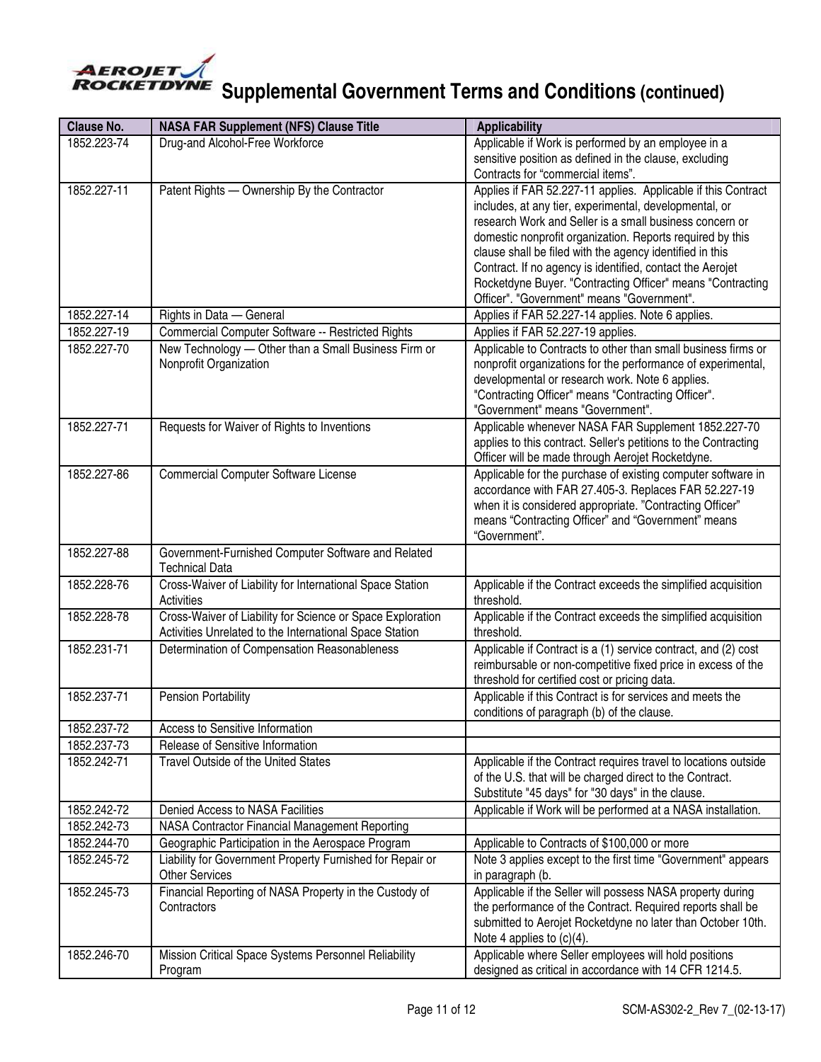# Supplemental Government Terms and Conditions (continued)

| Clause No. | NASA FAR Supplement (NFS) Clause Title | Applicability |
|---|---|---|
| 1852.223-74 | Drug-and Alcohol-Free Workforce | Applicable if Work is performed by an employee in a sensitive position as defined in the clause, excluding Contracts for "commercial items". |
| 1852.227-11 | Patent Rights — Ownership By the Contractor | Applies if FAR 52.227-11 applies. Applicable if this Contract includes, at any tier, experimental, developmental, or research Work and Seller is a small business concern or domestic nonprofit organization. Reports required by this clause shall be filed with the agency identified in this Contract. If no agency is identified, contact the Aerojet Rocketdyne Buyer. "Contracting Officer" means "Contracting Officer". "Government" means "Government". |
| 1852.227-14 | Rights in Data — General | Applies if FAR 52.227-14 applies. Note 6 applies. |
| 1852.227-19 | Commercial Computer Software -- Restricted Rights | Applies if FAR 52.227-19 applies. |
| 1852.227-70 | New Technology — Other than a Small Business Firm or Nonprofit Organization | Applicable to Contracts to other than small business firms or nonprofit organizations for the performance of experimental, developmental or research work. Note 6 applies. "Contracting Officer" means "Contracting Officer". "Government" means "Government". |
| 1852.227-71 | Requests for Waiver of Rights to Inventions | Applicable whenever NASA FAR Supplement 1852.227-70 applies to this contract. Seller's petitions to the Contracting Officer will be made through Aerojet Rocketdyne. |
| 1852.227-86 | Commercial Computer Software License | Applicable for the purchase of existing computer software in accordance with FAR 27.405-3. Replaces FAR 52.227-19 when it is considered appropriate. "Contracting Officer" means "Contracting Officer" and "Government" means "Government". |
| 1852.227-88 | Government-Furnished Computer Software and Related Technical Data | |
| 1852.228-76 | Cross-Waiver of Liability for International Space Station Activities | Applicable if the Contract exceeds the simplified acquisition threshold. |
| 1852.228-78 | Cross-Waiver of Liability for Science or Space Exploration Activities Unrelated to the International Space Station | Applicable if the Contract exceeds the simplified acquisition threshold. |
| 1852.231-71 | Determination of Compensation Reasonableness | Applicable if Contract is a (1) service contract, and (2) cost reimbursable or non-competitive fixed price in excess of the threshold for certified cost or pricing data. |
| 1852.237-71 | Pension Portability | Applicable if this Contract is for services and meets the conditions of paragraph (b) of the clause. |
| 1852.237-72 | Access to Sensitive Information | |
| 1852.237-73 | Release of Sensitive Information | |
| 1852.242-71 | Travel Outside of the United States | Applicable if the Contract requires travel to locations outside of the U.S. that will be charged direct to the Contract. Substitute "45 days" for "30 days" in the clause. |
| 1852.242-72 | Denied Access to NASA Facilities | Applicable if Work will be performed at a NASA installation. |
| 1852.242-73 | NASA Contractor Financial Management Reporting | |
| 1852.244-70 | Geographic Participation in the Aerospace Program | Applicable to Contracts of $100,000 or more |
| 1852.245-72 | Liability for Government Property Furnished for Repair or Other Services | Note 3 applies except to the first time "Government" appears in paragraph (b. |
| 1852.245-73 | Financial Reporting of NASA Property in the Custody of Contractors | Applicable if the Seller will possess NASA property during the performance of the Contract. Required reports shall be submitted to Aerojet Rocketdyne no later than October 10th. Note 4 applies to (c)(4). |
| 1852.246-70 | Mission Critical Space Systems Personnel Reliability Program | Applicable where Seller employees will hold positions designed as critical in accordance with 14 CFR 1214.5. |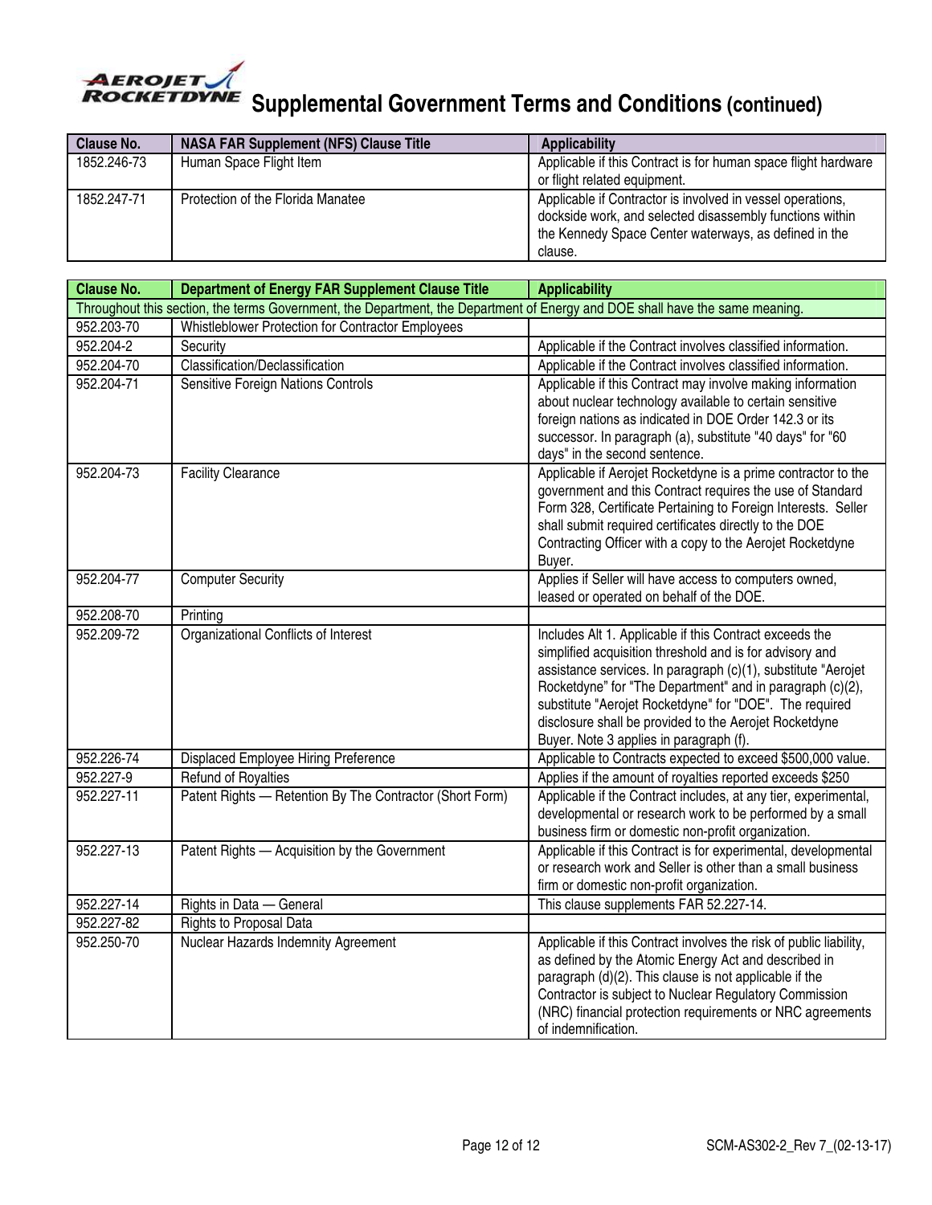# Supplemental Government Terms and Conditions (continued)

| Clause No. | NASA FAR Supplement (NFS) Clause Title | Applicability |
|---|---|---|
| 1852.246-73 | Human Space Flight Item | Applicable if this Contract is for human space flight hardware or flight related equipment. |
| 1852.247-71 | Protection of the Florida Manatee | Applicable if Contractor is involved in vessel operations, dockside work, and selected disassembly functions within the Kennedy Space Center waterways, as defined in the clause. |

| Clause No. | Department of Energy FAR Supplement Clause Title | Applicability |
|---|---|---|
| Throughout this section, the terms Government, the Department, the Department of Energy and DOE shall have the same meaning. | | |
| 952.203-70 | Whistleblower Protection for Contractor Employees | |
| 952.204-2 | Security | Applicable if the Contract involves classified information. |
| 952.204-70 | Classification/Declassification | Applicable if the Contract involves classified information. |
| 952.204-71 | Sensitive Foreign Nations Controls | Applicable if this Contract may involve making information about nuclear technology available to certain sensitive foreign nations as indicated in DOE Order 142.3 or its successor. In paragraph (a), substitute "40 days" for "60 days" in the second sentence. |
| 952.204-73 | Facility Clearance | Applicable if Aerojet Rocketdyne is a prime contractor to the government and this Contract requires the use of Standard Form 328, Certificate Pertaining to Foreign Interests. Seller shall submit required certificates directly to the DOE Contracting Officer with a copy to the Aerojet Rocketdyne Buyer. |
| 952.204-77 | Computer Security | Applies if Seller will have access to computers owned, leased or operated on behalf of the DOE. |
| 952.208-70 | Printing | |
| 952.209-72 | Organizational Conflicts of Interest | Includes Alt 1. Applicable if this Contract exceeds the simplified acquisition threshold and is for advisory and assistance services. In paragraph (c)(1), substitute "Aerojet Rocketdyne" for "The Department" and in paragraph (c)(2), substitute "Aerojet Rocketdyne" for "DOE". The required disclosure shall be provided to the Aerojet Rocketdyne Buyer. Note 3 applies in paragraph (f). |
| 952.226-74 | Displaced Employee Hiring Preference | Applicable to Contracts expected to exceed $500,000 value. |
| 952.227-9 | Refund of Royalties | Applies if the amount of royalties reported exceeds $250 |
| 952.227-11 | Patent Rights — Retention By The Contractor (Short Form) | Applicable if the Contract includes, at any tier, experimental, developmental or research work to be performed by a small business firm or domestic non-profit organization. |
| 952.227-13 | Patent Rights — Acquisition by the Government | Applicable if this Contract is for experimental, developmental or research work and Seller is other than a small business firm or domestic non-profit organization. |
| 952.227-14 | Rights in Data — General | This clause supplements FAR 52.227-14. |
| 952.227-82 | Rights to Proposal Data | |
| 952.250-70 | Nuclear Hazards Indemnity Agreement | Applicable if this Contract involves the risk of public liability, as defined by the Atomic Energy Act and described in paragraph (d)(2). This clause is not applicable if the Contractor is subject to Nuclear Regulatory Commission (NRC) financial protection requirements or NRC agreements of indemnification. |